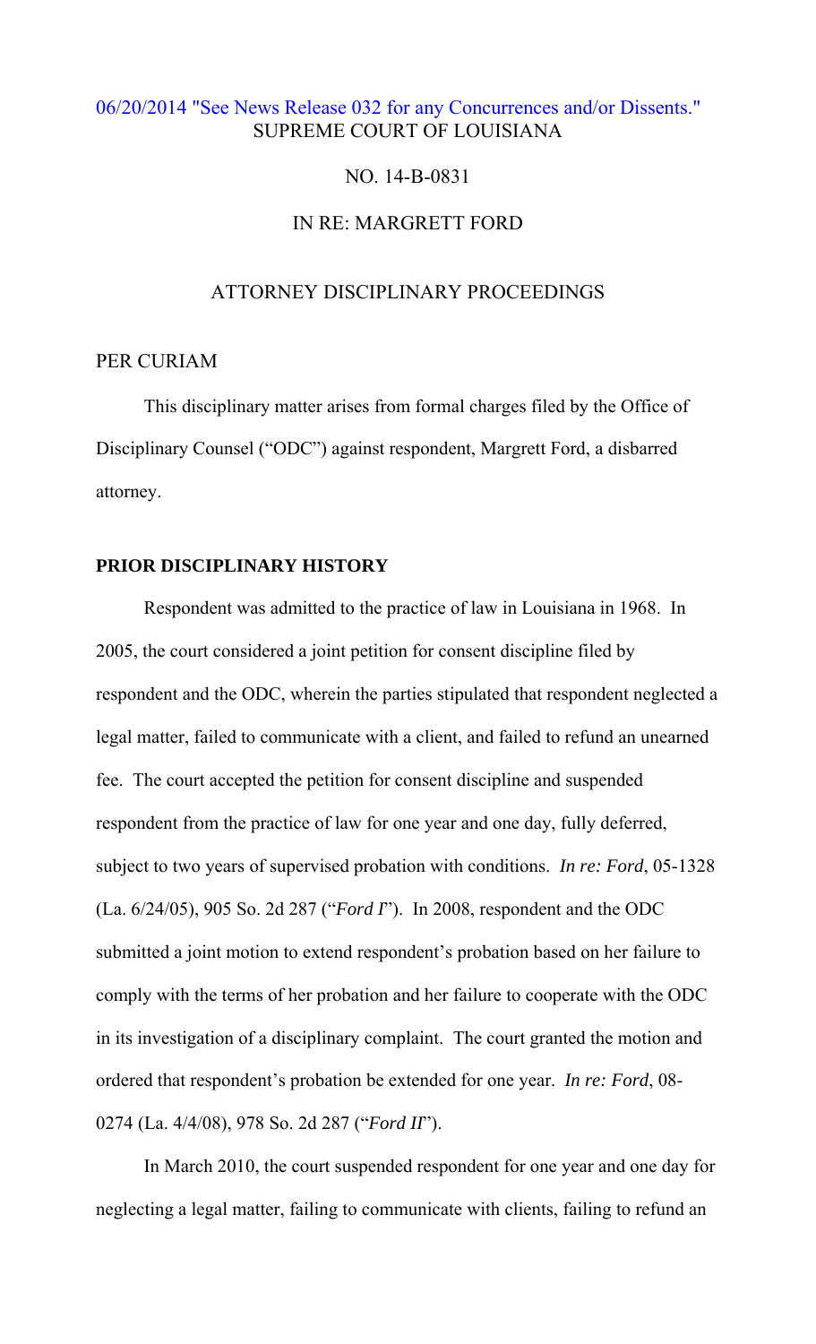06/20/2014 "See News Release 032 for any Concurrences and/or Dissents."

SUPREME COURT OF LOUISIANA

NO. 14-B-0831

IN RE: MARGRETT FORD

ATTORNEY DISCIPLINARY PROCEEDINGS

PER CURIAM

This disciplinary matter arises from formal charges filed by the Office of Disciplinary Counsel ("ODC") against respondent, Margrett Ford, a disbarred attorney.

## PRIOR DISCIPLINARY HISTORY

Respondent was admitted to the practice of law in Louisiana in 1968. In 2005, the court considered a joint petition for consent discipline filed by respondent and the ODC, wherein the parties stipulated that respondent neglected a legal matter, failed to communicate with a client, and failed to refund an unearned fee. The court accepted the petition for consent discipline and suspended respondent from the practice of law for one year and one day, fully deferred, subject to two years of supervised probation with conditions. *In re: Ford*, 05-1328 (La. 6/24/05), 905 So. 2d 287 ("*Ford I*"). In 2008, respondent and the ODC submitted a joint motion to extend respondent's probation based on her failure to comply with the terms of her probation and her failure to cooperate with the ODC in its investigation of a disciplinary complaint. The court granted the motion and ordered that respondent's probation be extended for one year. *In re: Ford*, 08-0274 (La. 4/4/08), 978 So. 2d 287 ("*Ford II*").

In March 2010, the court suspended respondent for one year and one day for neglecting a legal matter, failing to communicate with clients, failing to refund an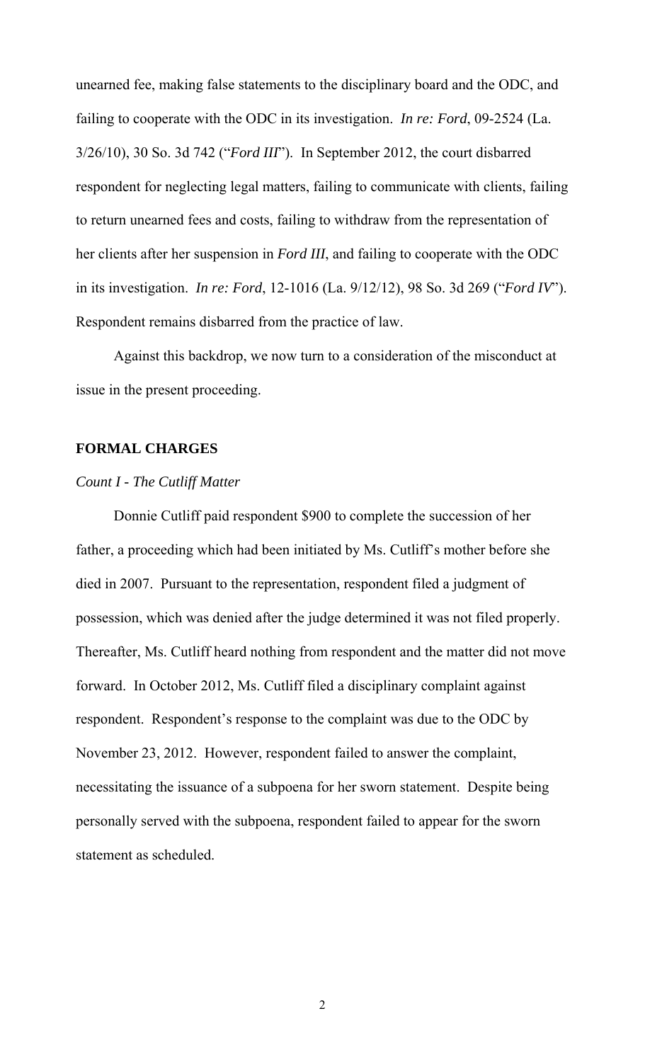unearned fee, making false statements to the disciplinary board and the ODC, and failing to cooperate with the ODC in its investigation. *In re: Ford*, 09-2524 (La. 3/26/10), 30 So. 3d 742 ("*Ford III*"). In September 2012, the court disbarred respondent for neglecting legal matters, failing to communicate with clients, failing to return unearned fees and costs, failing to withdraw from the representation of her clients after her suspension in *Ford III*, and failing to cooperate with the ODC in its investigation. *In re: Ford*, 12-1016 (La. 9/12/12), 98 So. 3d 269 ("*Ford IV*"). Respondent remains disbarred from the practice of law.

Against this backdrop, we now turn to a consideration of the misconduct at issue in the present proceeding.

**FORMAL CHARGES**

*Count I - The Cutliff Matter*

Donnie Cutliff paid respondent $900 to complete the succession of her father, a proceeding which had been initiated by Ms. Cutliff's mother before she died in 2007. Pursuant to the representation, respondent filed a judgment of possession, which was denied after the judge determined it was not filed properly. Thereafter, Ms. Cutliff heard nothing from respondent and the matter did not move forward. In October 2012, Ms. Cutliff filed a disciplinary complaint against respondent. Respondent's response to the complaint was due to the ODC by November 23, 2012. However, respondent failed to answer the complaint, necessitating the issuance of a subpoena for her sworn statement. Despite being personally served with the subpoena, respondent failed to appear for the sworn statement as scheduled.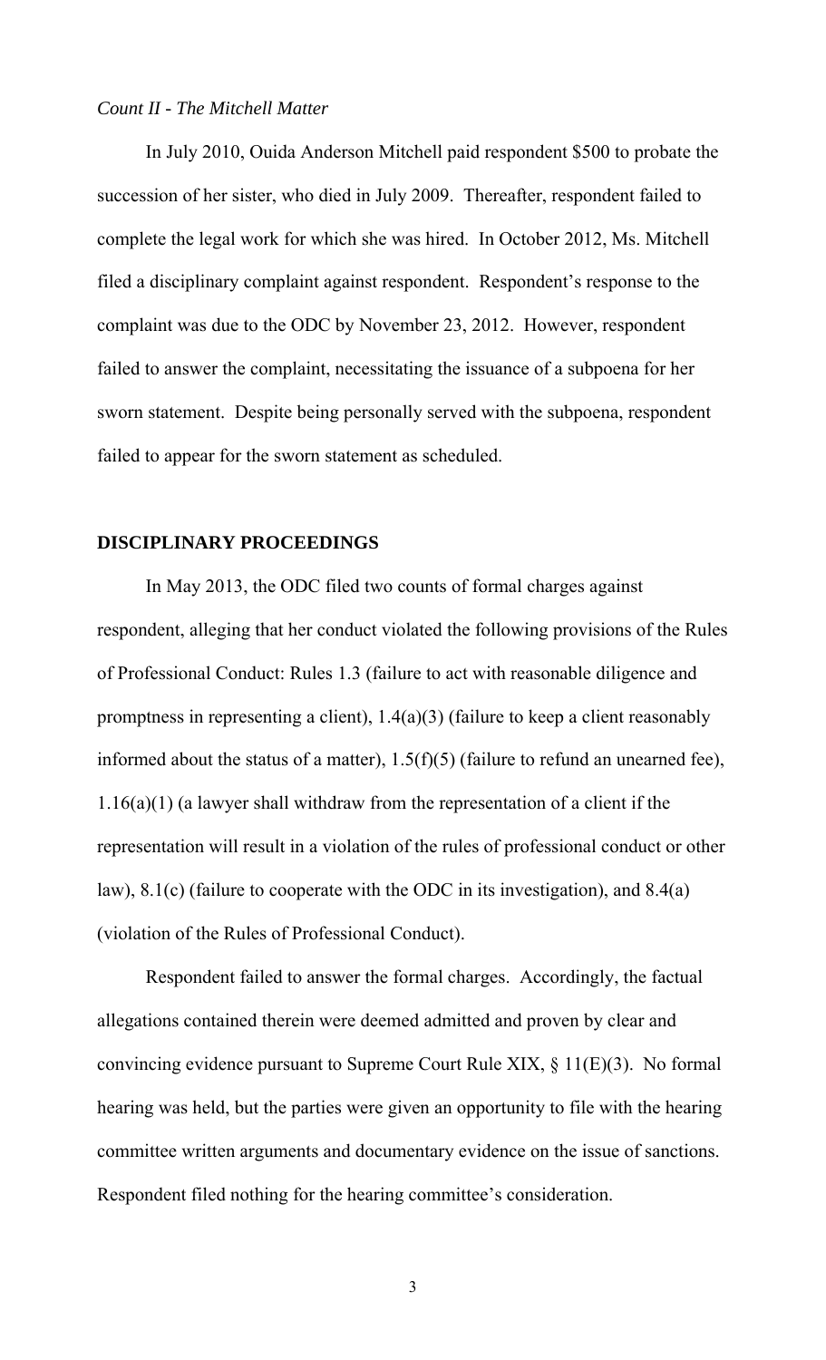*Count II - The Mitchell Matter*

In July 2010, Ouida Anderson Mitchell paid respondent $500 to probate the succession of her sister, who died in July 2009. Thereafter, respondent failed to complete the legal work for which she was hired. In October 2012, Ms. Mitchell filed a disciplinary complaint against respondent. Respondent's response to the complaint was due to the ODC by November 23, 2012. However, respondent failed to answer the complaint, necessitating the issuance of a subpoena for her sworn statement. Despite being personally served with the subpoena, respondent failed to appear for the sworn statement as scheduled.

## DISCIPLINARY PROCEEDINGS

In May 2013, the ODC filed two counts of formal charges against respondent, alleging that her conduct violated the following provisions of the Rules of Professional Conduct: Rules 1.3 (failure to act with reasonable diligence and promptness in representing a client), 1.4(a)(3) (failure to keep a client reasonably informed about the status of a matter), 1.5(f)(5) (failure to refund an unearned fee), 1.16(a)(1) (a lawyer shall withdraw from the representation of a client if the representation will result in a violation of the rules of professional conduct or other law), 8.1(c) (failure to cooperate with the ODC in its investigation), and 8.4(a) (violation of the Rules of Professional Conduct).

Respondent failed to answer the formal charges. Accordingly, the factual allegations contained therein were deemed admitted and proven by clear and convincing evidence pursuant to Supreme Court Rule XIX, § 11(E)(3). No formal hearing was held, but the parties were given an opportunity to file with the hearing committee written arguments and documentary evidence on the issue of sanctions. Respondent filed nothing for the hearing committee's consideration.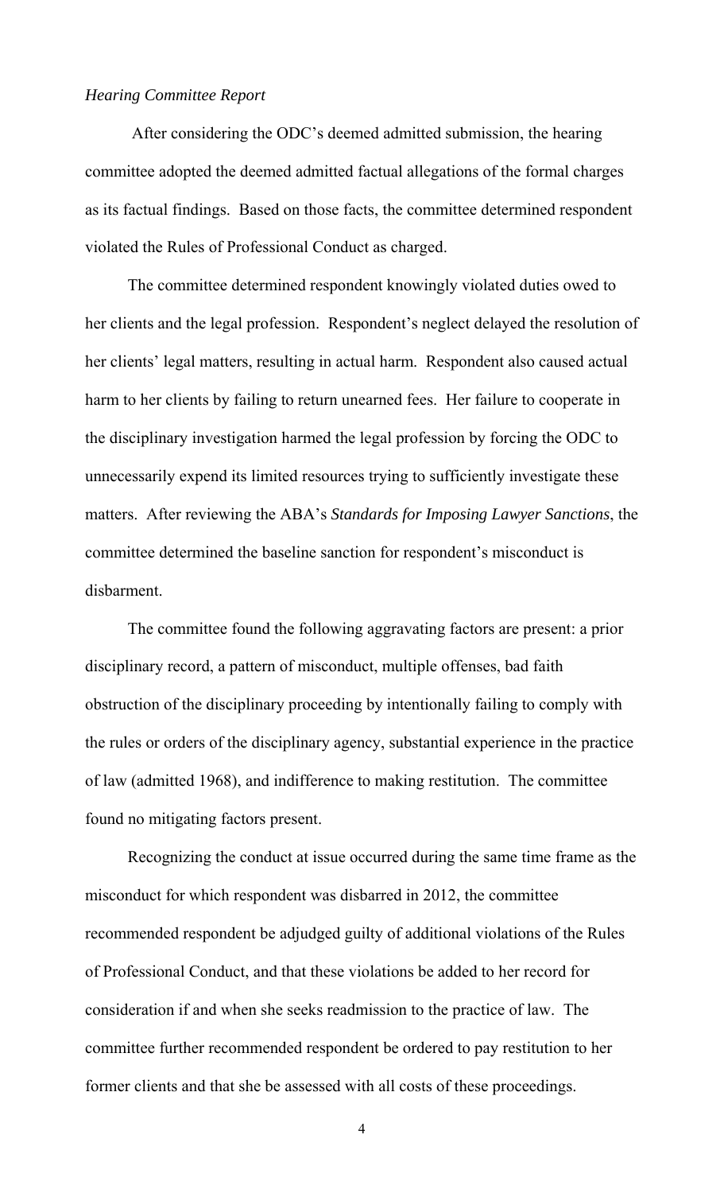*Hearing Committee Report*

After considering the ODC's deemed admitted submission, the hearing committee adopted the deemed admitted factual allegations of the formal charges as its factual findings. Based on those facts, the committee determined respondent violated the Rules of Professional Conduct as charged.

The committee determined respondent knowingly violated duties owed to her clients and the legal profession. Respondent's neglect delayed the resolution of her clients' legal matters, resulting in actual harm. Respondent also caused actual harm to her clients by failing to return unearned fees. Her failure to cooperate in the disciplinary investigation harmed the legal profession by forcing the ODC to unnecessarily expend its limited resources trying to sufficiently investigate these matters. After reviewing the ABA's *Standards for Imposing Lawyer Sanctions*, the committee determined the baseline sanction for respondent's misconduct is disbarment.

The committee found the following aggravating factors are present: a prior disciplinary record, a pattern of misconduct, multiple offenses, bad faith obstruction of the disciplinary proceeding by intentionally failing to comply with the rules or orders of the disciplinary agency, substantial experience in the practice of law (admitted 1968), and indifference to making restitution. The committee found no mitigating factors present.

Recognizing the conduct at issue occurred during the same time frame as the misconduct for which respondent was disbarred in 2012, the committee recommended respondent be adjudged guilty of additional violations of the Rules of Professional Conduct, and that these violations be added to her record for consideration if and when she seeks readmission to the practice of law. The committee further recommended respondent be ordered to pay restitution to her former clients and that she be assessed with all costs of these proceedings.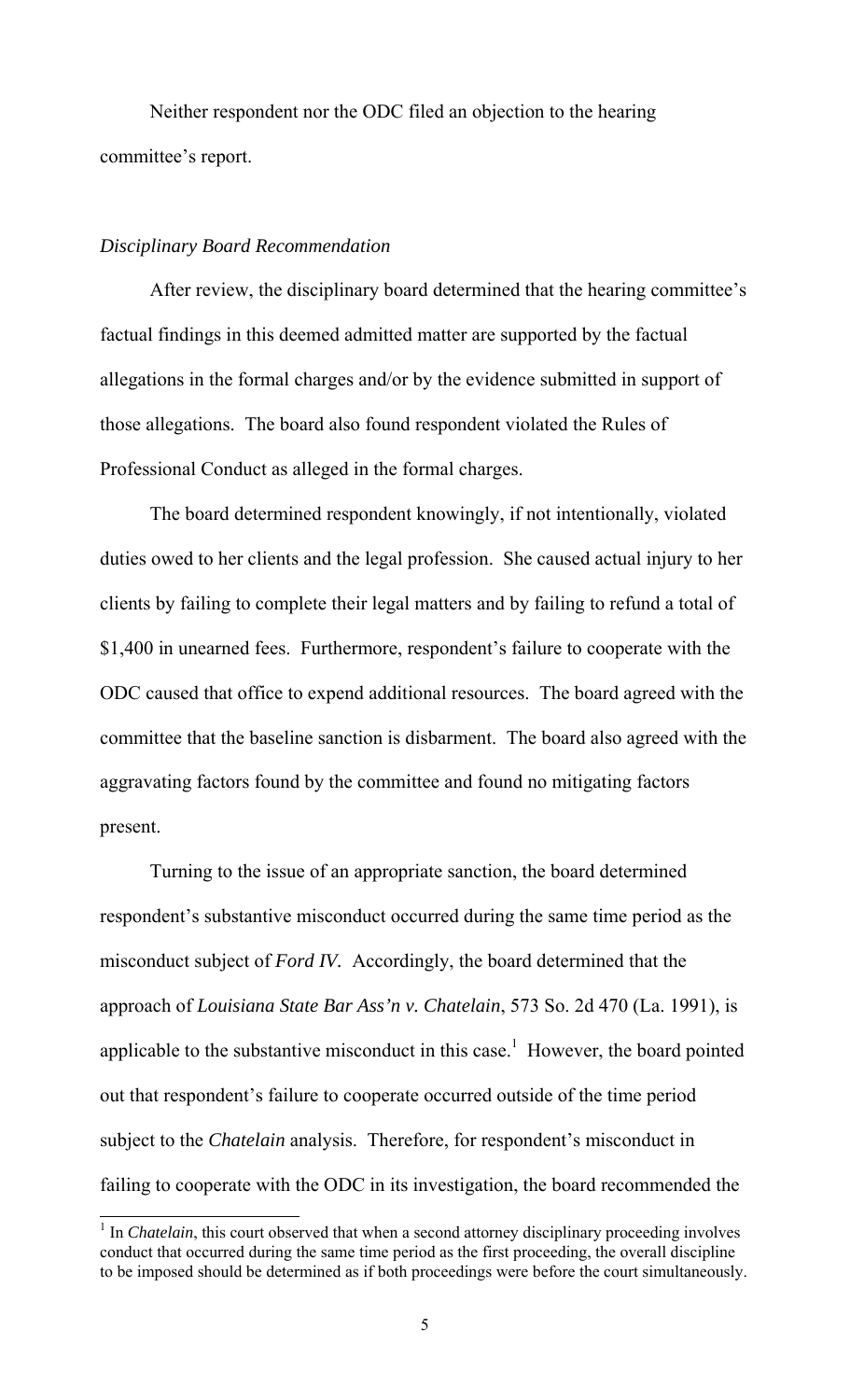Neither respondent nor the ODC filed an objection to the hearing committee's report.

*Disciplinary Board Recommendation*

After review, the disciplinary board determined that the hearing committee's factual findings in this deemed admitted matter are supported by the factual allegations in the formal charges and/or by the evidence submitted in support of those allegations. The board also found respondent violated the Rules of Professional Conduct as alleged in the formal charges.

The board determined respondent knowingly, if not intentionally, violated duties owed to her clients and the legal profession. She caused actual injury to her clients by failing to complete their legal matters and by failing to refund a total of $1,400 in unearned fees. Furthermore, respondent's failure to cooperate with the ODC caused that office to expend additional resources. The board agreed with the committee that the baseline sanction is disbarment. The board also agreed with the aggravating factors found by the committee and found no mitigating factors present.

Turning to the issue of an appropriate sanction, the board determined respondent's substantive misconduct occurred during the same time period as the misconduct subject of *Ford IV*. Accordingly, the board determined that the approach of *Louisiana State Bar Ass'n v. Chatelain*, 573 So. 2d 470 (La. 1991), is applicable to the substantive misconduct in this case.[1] However, the board pointed out that respondent's failure to cooperate occurred outside of the time period subject to the *Chatelain* analysis. Therefore, for respondent's misconduct in failing to cooperate with the ODC in its investigation, the board recommended the

---

[1] In *Chatelain*, this court observed that when a second attorney disciplinary proceeding involves conduct that occurred during the same time period as the first proceeding, the overall discipline to be imposed should be determined as if both proceedings were before the court simultaneously.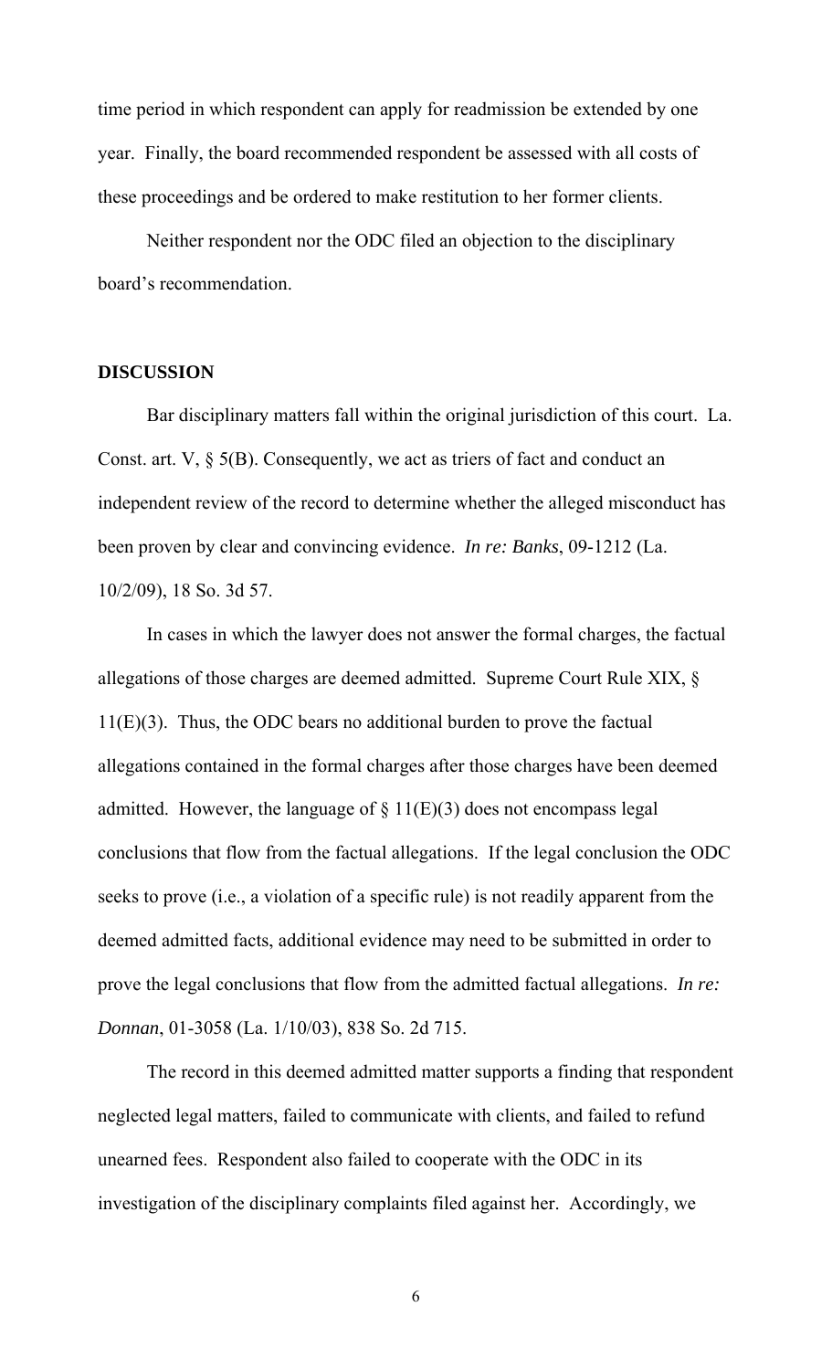time period in which respondent can apply for readmission be extended by one year. Finally, the board recommended respondent be assessed with all costs of these proceedings and be ordered to make restitution to her former clients.

Neither respondent nor the ODC filed an objection to the disciplinary board's recommendation.

**DISCUSSION**

Bar disciplinary matters fall within the original jurisdiction of this court. La. Const. art. V, § 5(B). Consequently, we act as triers of fact and conduct an independent review of the record to determine whether the alleged misconduct has been proven by clear and convincing evidence. *In re: Banks*, 09-1212 (La. 10/2/09), 18 So. 3d 57.

In cases in which the lawyer does not answer the formal charges, the factual allegations of those charges are deemed admitted. Supreme Court Rule XIX, § 11(E)(3). Thus, the ODC bears no additional burden to prove the factual allegations contained in the formal charges after those charges have been deemed admitted. However, the language of § 11(E)(3) does not encompass legal conclusions that flow from the factual allegations. If the legal conclusion the ODC seeks to prove (i.e., a violation of a specific rule) is not readily apparent from the deemed admitted facts, additional evidence may need to be submitted in order to prove the legal conclusions that flow from the admitted factual allegations. *In re: Donnan*, 01-3058 (La. 1/10/03), 838 So. 2d 715.

The record in this deemed admitted matter supports a finding that respondent neglected legal matters, failed to communicate with clients, and failed to refund unearned fees. Respondent also failed to cooperate with the ODC in its investigation of the disciplinary complaints filed against her. Accordingly, we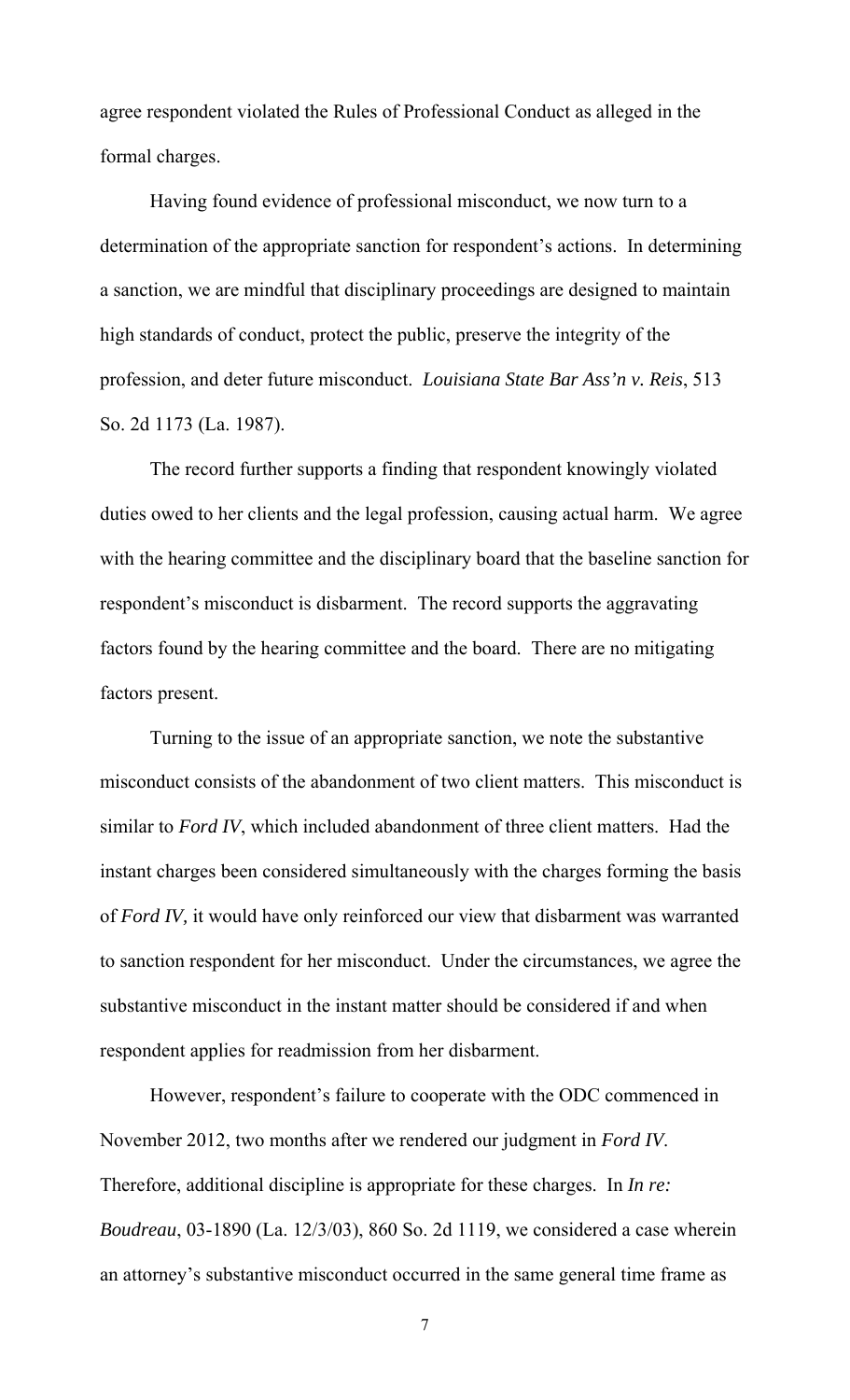agree respondent violated the Rules of Professional Conduct as alleged in the formal charges.

Having found evidence of professional misconduct, we now turn to a determination of the appropriate sanction for respondent's actions. In determining a sanction, we are mindful that disciplinary proceedings are designed to maintain high standards of conduct, protect the public, preserve the integrity of the profession, and deter future misconduct. *Louisiana State Bar Ass'n v. Reis*, 513 So. 2d 1173 (La. 1987).

The record further supports a finding that respondent knowingly violated duties owed to her clients and the legal profession, causing actual harm. We agree with the hearing committee and the disciplinary board that the baseline sanction for respondent's misconduct is disbarment. The record supports the aggravating factors found by the hearing committee and the board. There are no mitigating factors present.

Turning to the issue of an appropriate sanction, we note the substantive misconduct consists of the abandonment of two client matters. This misconduct is similar to *Ford IV*, which included abandonment of three client matters. Had the instant charges been considered simultaneously with the charges forming the basis of *Ford IV,* it would have only reinforced our view that disbarment was warranted to sanction respondent for her misconduct. Under the circumstances, we agree the substantive misconduct in the instant matter should be considered if and when respondent applies for readmission from her disbarment.

However, respondent's failure to cooperate with the ODC commenced in November 2012, two months after we rendered our judgment in *Ford IV*. Therefore, additional discipline is appropriate for these charges. In *In re: Boudreau*, 03-1890 (La. 12/3/03), 860 So. 2d 1119, we considered a case wherein an attorney's substantive misconduct occurred in the same general time frame as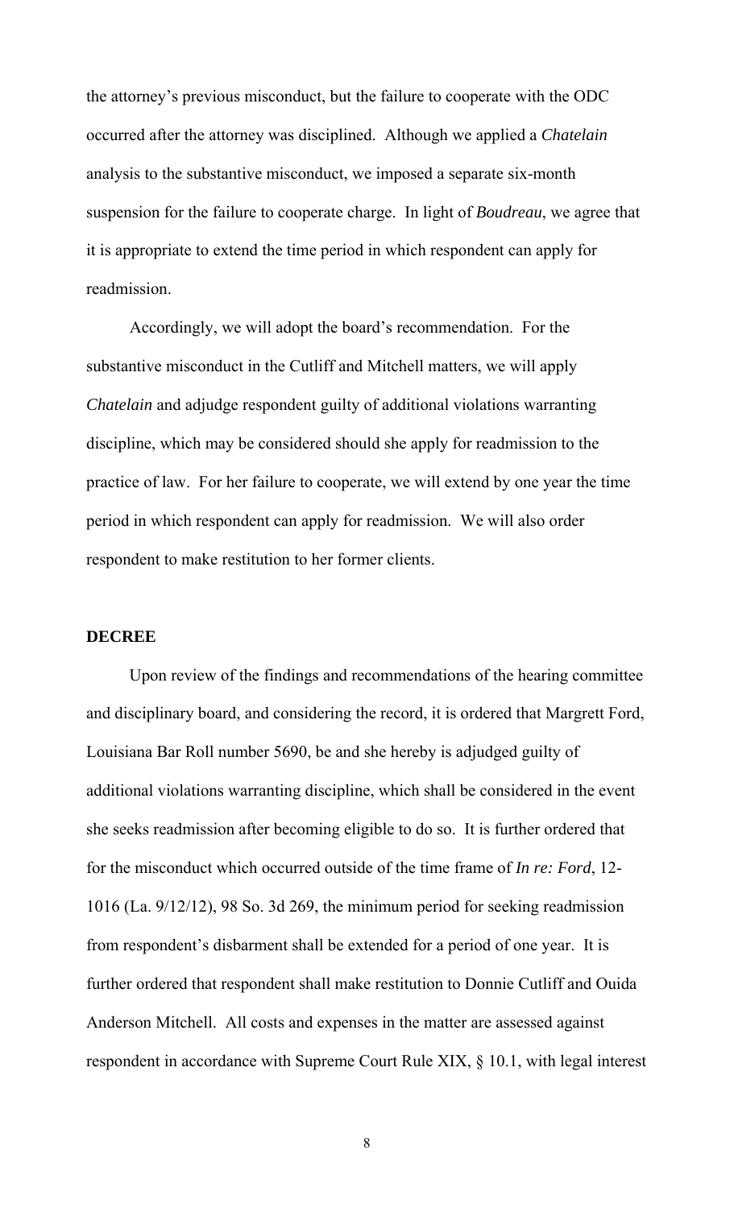the attorney's previous misconduct, but the failure to cooperate with the ODC occurred after the attorney was disciplined. Although we applied a *Chatelain* analysis to the substantive misconduct, we imposed a separate six-month suspension for the failure to cooperate charge. In light of *Boudreau*, we agree that it is appropriate to extend the time period in which respondent can apply for readmission.

Accordingly, we will adopt the board's recommendation. For the substantive misconduct in the Cutliff and Mitchell matters, we will apply *Chatelain* and adjudge respondent guilty of additional violations warranting discipline, which may be considered should she apply for readmission to the practice of law. For her failure to cooperate, we will extend by one year the time period in which respondent can apply for readmission. We will also order respondent to make restitution to her former clients.

## DECREE

Upon review of the findings and recommendations of the hearing committee and disciplinary board, and considering the record, it is ordered that Margrett Ford, Louisiana Bar Roll number 5690, be and she hereby is adjudged guilty of additional violations warranting discipline, which shall be considered in the event she seeks readmission after becoming eligible to do so. It is further ordered that for the misconduct which occurred outside of the time frame of *In re: Ford*, 12-1016 (La. 9/12/12), 98 So. 3d 269, the minimum period for seeking readmission from respondent's disbarment shall be extended for a period of one year. It is further ordered that respondent shall make restitution to Donnie Cutliff and Ouida Anderson Mitchell. All costs and expenses in the matter are assessed against respondent in accordance with Supreme Court Rule XIX, § 10.1, with legal interest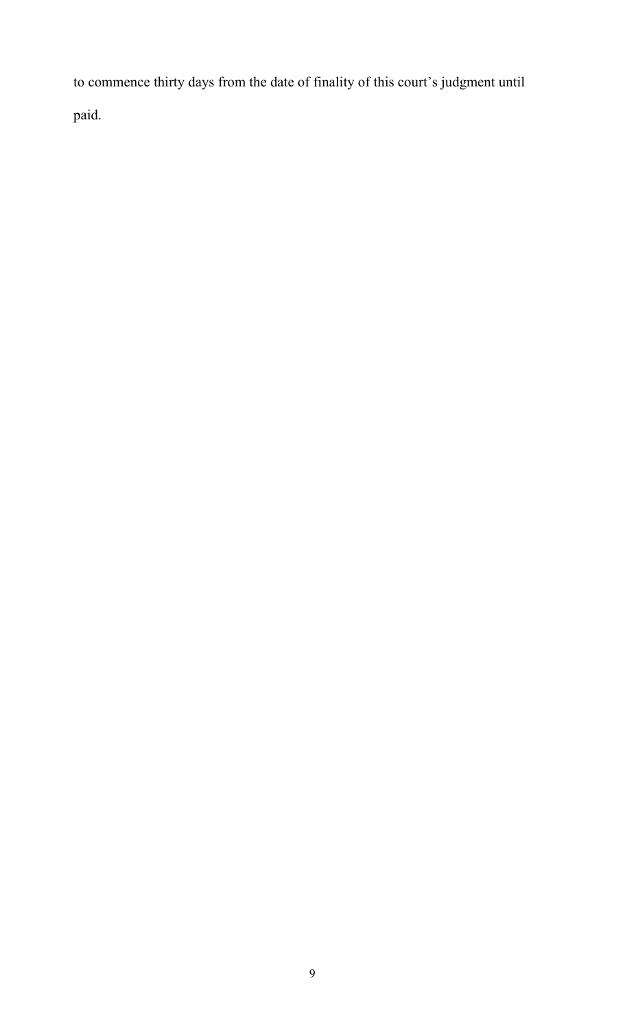to commence thirty days from the date of finality of this court's judgment until paid.